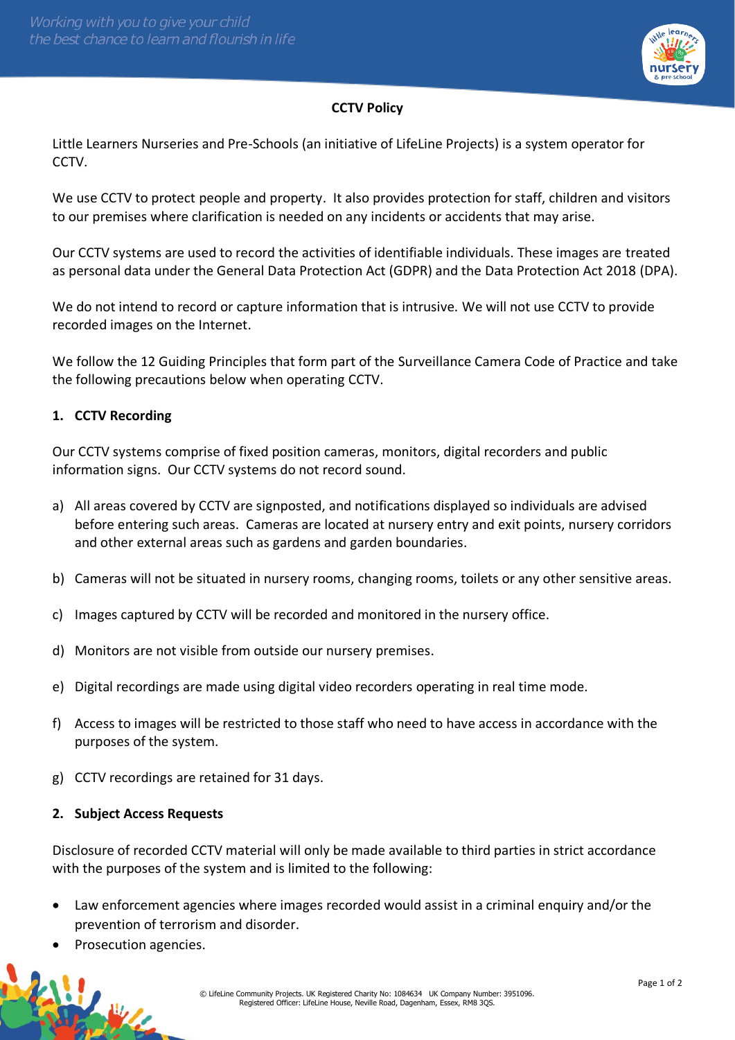## CCTV Policy

Little Learners Nurseries and Pre-Schools (an initiative of LifeLine Projects) is a system operator for CCTV.

We use CCTV to protect people and property. It also provides protection for staff, children and visitors to our premises where clarification is needed on any incidents or accidents that may arise.

Our CCTV systems are used to record the activities of identifiable individuals. These images are treated as personal data under the General Data Protection Act (GDPR) and the Data Protection Act 2018 (DPA).

We do not intend to record or capture information that is intrusive. We will not use CCTV to provide recorded images on the Internet.

We follow the 12 Guiding Principles that form part of the Surveillance Camera Code of Practice and take the following precautions below when operating CCTV.

### 1. CCTV Recording

Our CCTV systems comprise of fixed position cameras, monitors, digital recorders and public information signs. Our CCTV systems do not record sound.

a) All areas covered by CCTV are signposted, and notifications displayed so individuals are advised before entering such areas. Cameras are located at nursery entry and exit points, nursery corridors and other external areas such as gardens and garden boundaries.

b) Cameras will not be situated in nursery rooms, changing rooms, toilets or any other sensitive areas.

c) Images captured by CCTV will be recorded and monitored in the nursery office.

d) Monitors are not visible from outside our nursery premises.

e) Digital recordings are made using digital video recorders operating in real time mode.

f) Access to images will be restricted to those staff who need to have access in accordance with the purposes of the system.

g) CCTV recordings are retained for 31 days.

### 2. Subject Access Requests

Disclosure of recorded CCTV material will only be made available to third parties in strict accordance with the purposes of the system and is limited to the following:

- Law enforcement agencies where images recorded would assist in a criminal enquiry and/or the prevention of terrorism and disorder.
- Prosecution agencies.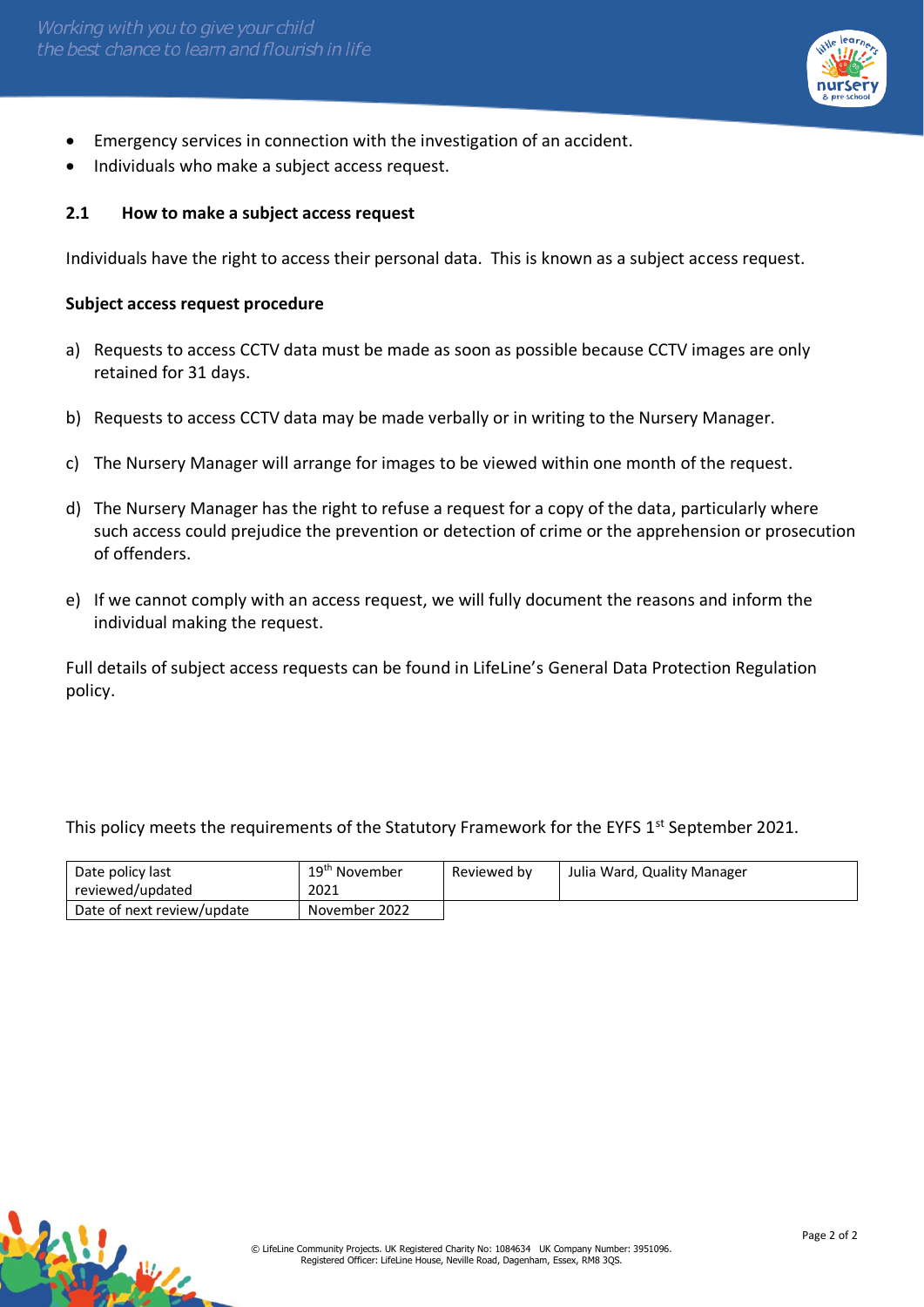- Emergency services in connection with the investigation of an accident.
- Individuals who make a subject access request.

### 2.1 How to make a subject access request

Individuals have the right to access their personal data. This is known as a subject access request.

**Subject access request procedure**

a) Requests to access CCTV data must be made as soon as possible because CCTV images are only retained for 31 days.

b) Requests to access CCTV data may be made verbally or in writing to the Nursery Manager.

c) The Nursery Manager will arrange for images to be viewed within one month of the request.

d) The Nursery Manager has the right to refuse a request for a copy of the data, particularly where such access could prejudice the prevention or detection of crime or the apprehension or prosecution of offenders.

e) If we cannot comply with an access request, we will fully document the reasons and inform the individual making the request.

Full details of subject access requests can be found in LifeLine's General Data Protection Regulation policy.

This policy meets the requirements of the Statutory Framework for the EYFS 1st September 2021.

| | | | |
|---|---|---|---|
| Date policy last reviewed/updated | 19th November 2021 | Reviewed by | Julia Ward, Quality Manager |
| Date of next review/update | November 2022 | | |

© LifeLine Community Projects. UK Registered Charity No: 1084634 UK Company Number: 3951096.
Registered Office: LifeLine House, Neville Road, Dagenham, Essex, RM8 3QS.